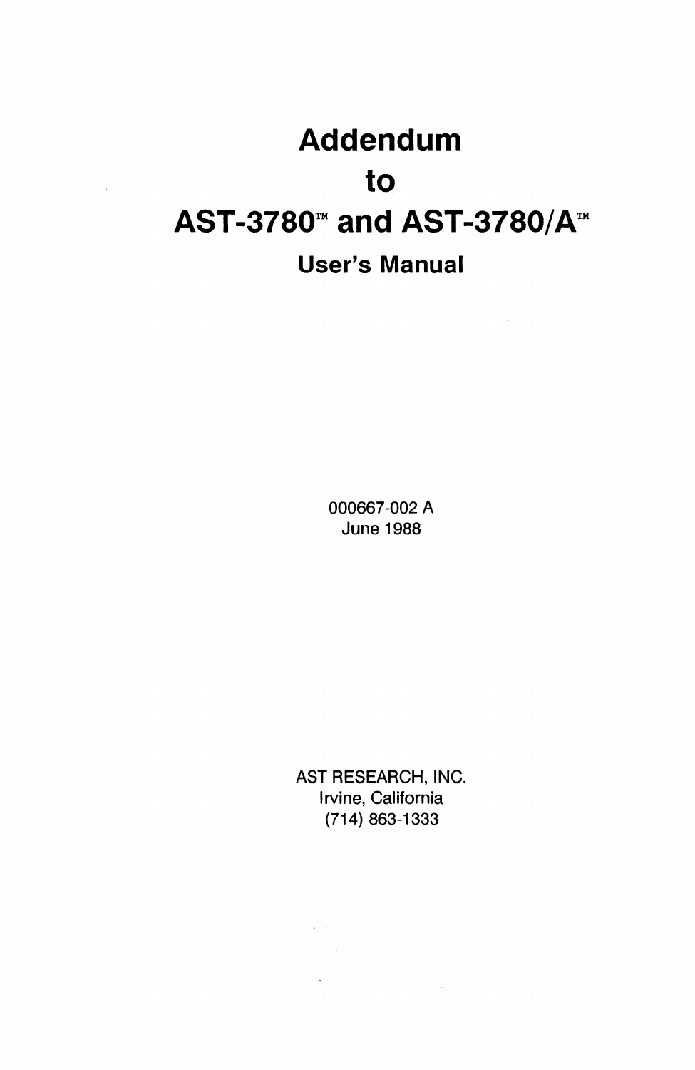# Addendum

# to

# AST-3780™ and AST-3780/A™

## User's Manual

000667-002 A
June 1988

AST RESEARCH, INC.
Irvine, California
(714) 863-1333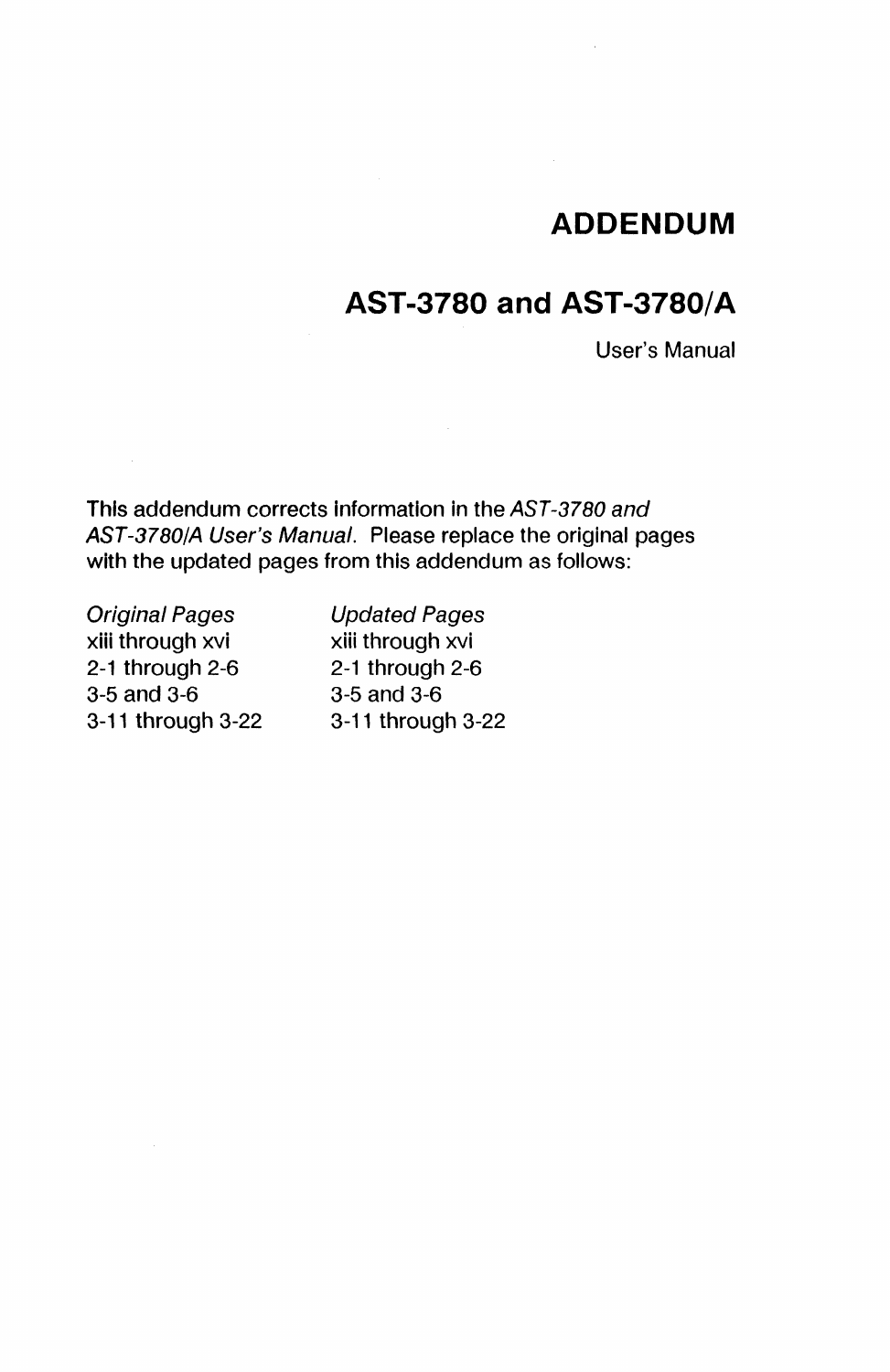# ADDENDUM

## AST-3780 and AST-3780/A

User's Manual

This addendum corrects information in the *AST-3780 and AST-3780/A User's Manual*. Please replace the original pages with the updated pages from this addendum as follows:

| *Original Pages* | *Updated Pages* |
|---|---|
| xiii through xvi | xiii through xvi |
| 2-1 through 2-6 | 2-1 through 2-6 |
| 3-5 and 3-6 | 3-5 and 3-6 |
| 3-11 through 3-22 | 3-11 through 3-22 |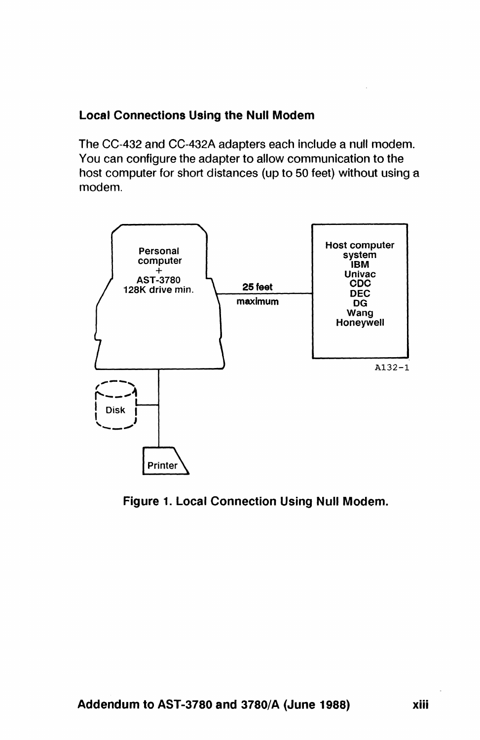### Local Connections Using the Null Modem

The CC-432 and CC-432A adapters each include a null modem. You can configure the adapter to allow communication to the host computer for short distances (up to 50 feet) without using a modem.

Personal computer + AST-3780 128K drive min.

25 feet maximum

Host computer system IBM Univac CDC DEC DG Wang Honeywell

A132-1

Disk

Printer

**Figure 1. Local Connection Using Null Modem.**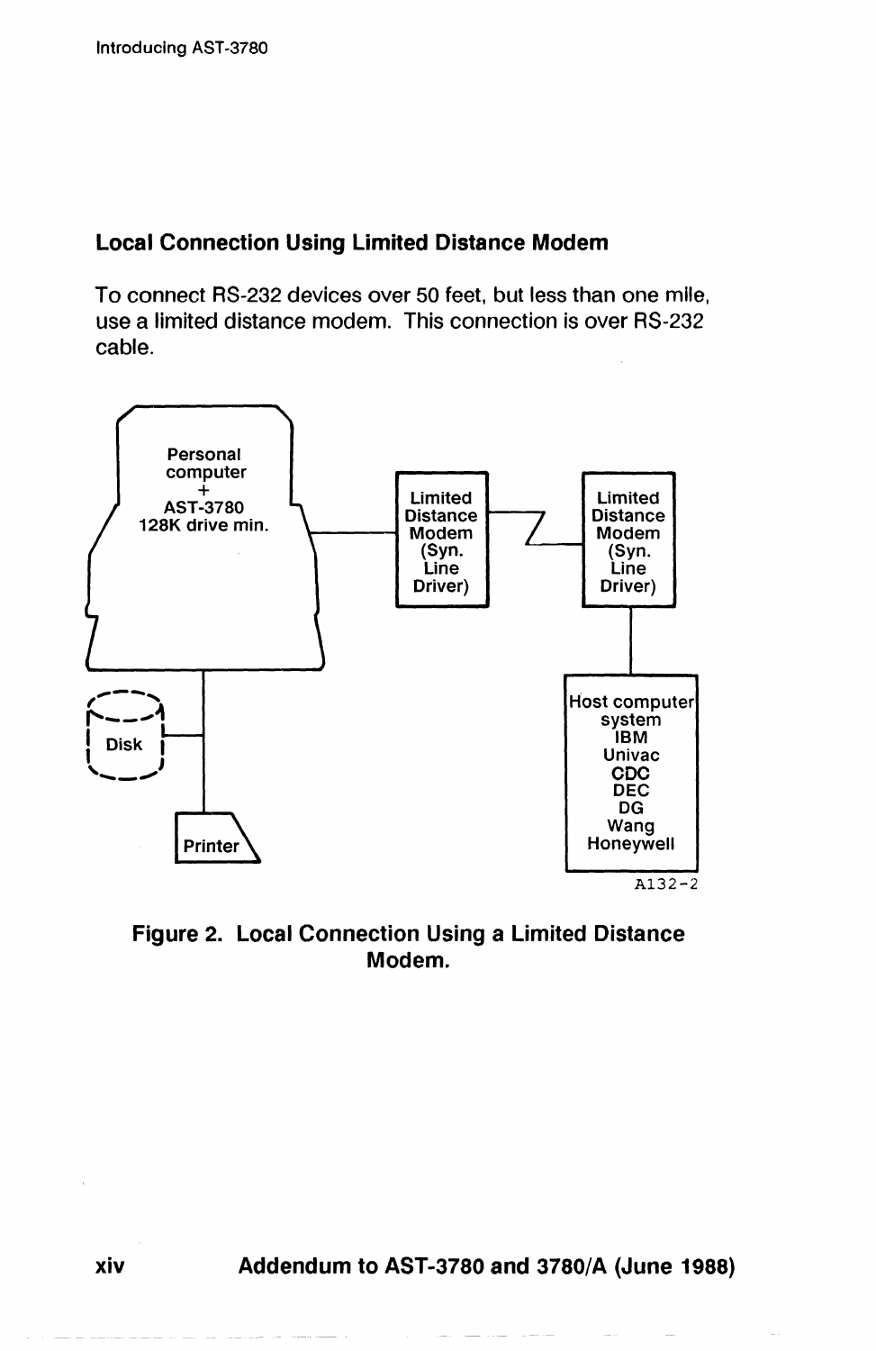## Local Connection Using Limited Distance Modem

To connect RS-232 devices over 50 feet, but less than one mile, use a limited distance modem. This connection is over RS-232 cable.

Personal computer + AST-3780 128K drive min.

Limited Distance Modem (Syn. Line Driver)

Limited Distance Modem (Syn. Line Driver)

Disk

Printer

Host computer system IBM Univac CDC DEC DG Wang Honeywell

A132-2

**Figure 2. Local Connection Using a Limited Distance Modem.**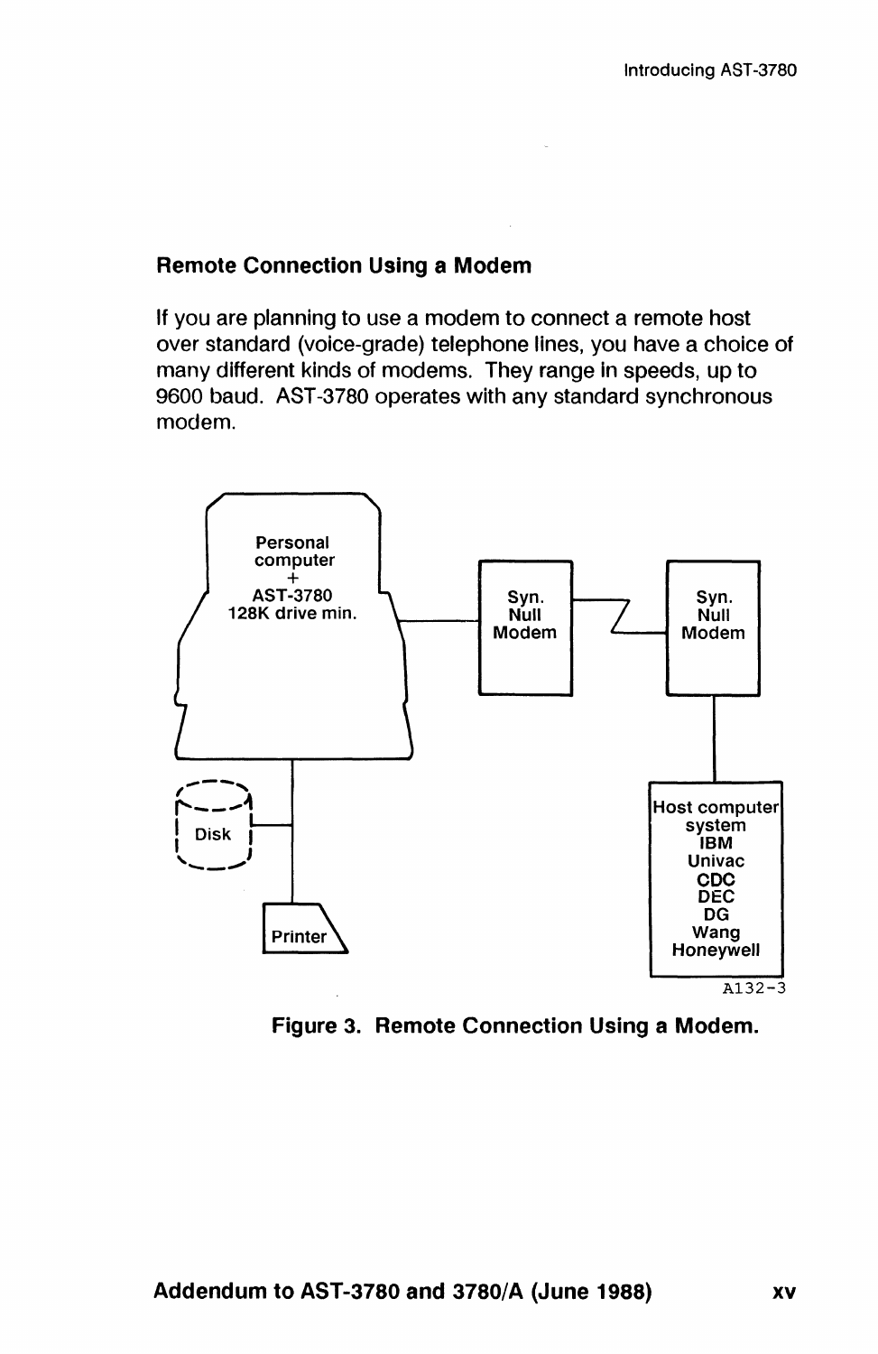## Remote Connection Using a Modem

If you are planning to use a modem to connect a remote host over standard (voice-grade) telephone lines, you have a choice of many different kinds of modems. They range in speeds, up to 9600 baud. AST-3780 operates with any standard synchronous modem.

Personal computer + AST-3780 128K drive min.

Syn. Null Modem

Syn. Null Modem

Disk

Printer

Host computer system IBM Univac CDC DEC DG Wang Honeywell

A132-3

**Figure 3. Remote Connection Using a Modem.**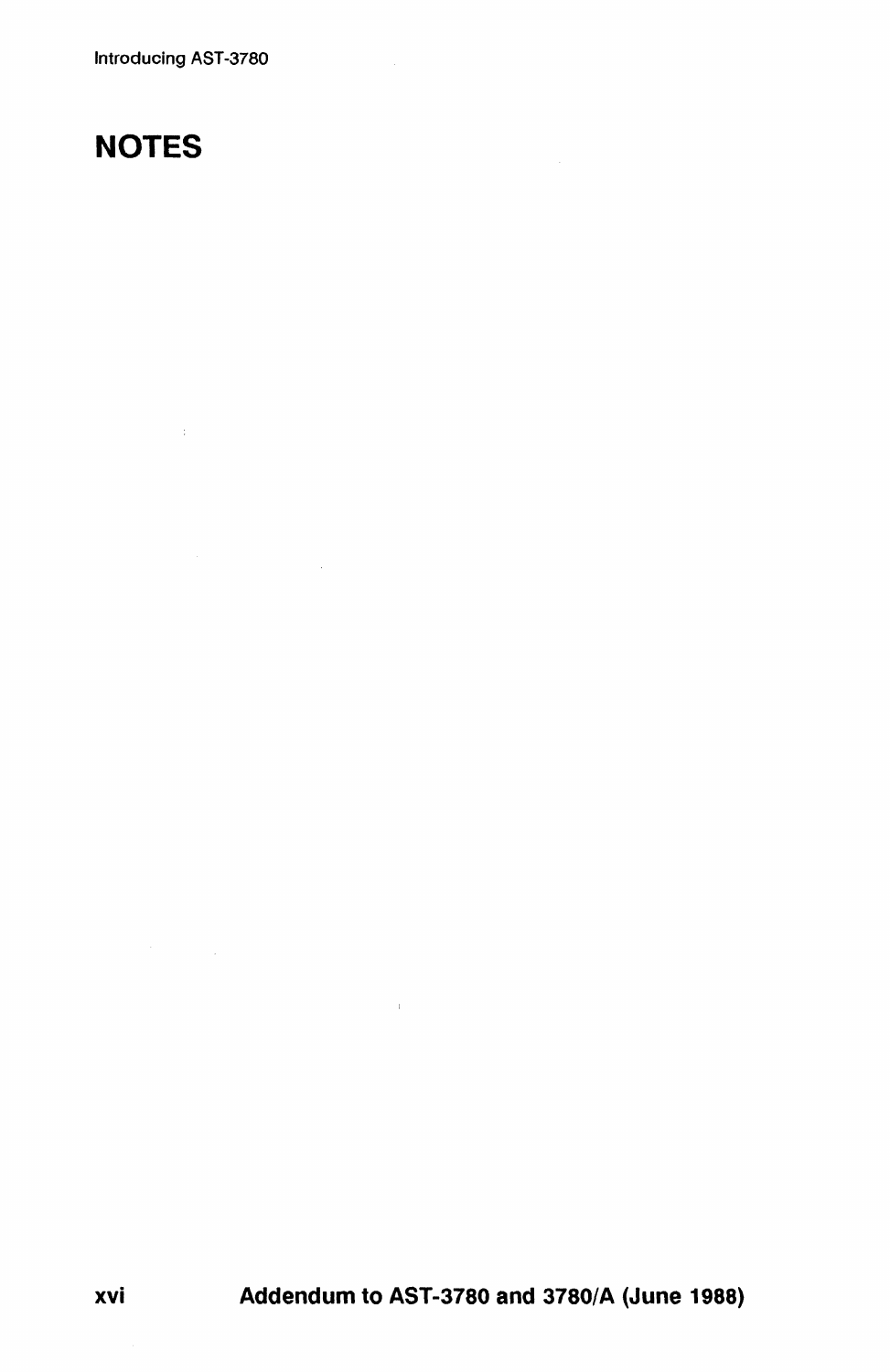# NOTES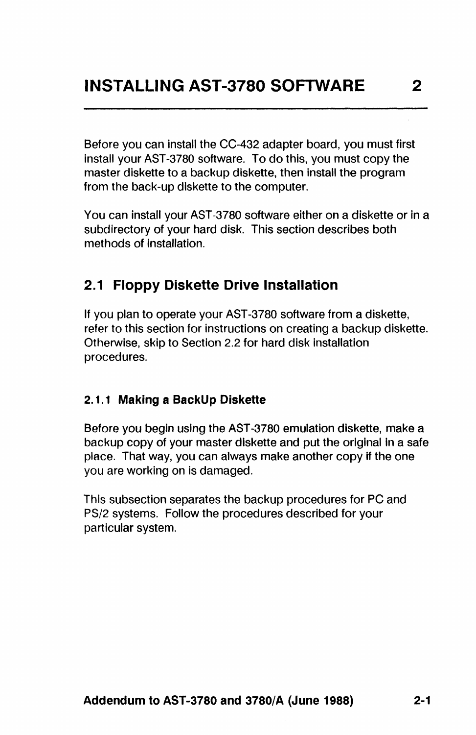# INSTALLING AST-3780 SOFTWARE 2

Before you can install the CC-432 adapter board, you must first install your AST-3780 software. To do this, you must copy the master diskette to a backup diskette, then install the program from the back-up diskette to the computer.

You can install your AST-3780 software either on a diskette or in a subdirectory of your hard disk. This section describes both methods of installation.

## 2.1 Floppy Diskette Drive Installation

If you plan to operate your AST-3780 software from a diskette, refer to this section for instructions on creating a backup diskette. Otherwise, skip to Section 2.2 for hard disk installation procedures.

### 2.1.1 Making a BackUp Diskette

Before you begin using the AST-3780 emulation diskette, make a backup copy of your master diskette and put the original in a safe place. That way, you can always make another copy if the one you are working on is damaged.

This subsection separates the backup procedures for PC and PS/2 systems. Follow the procedures described for your particular system.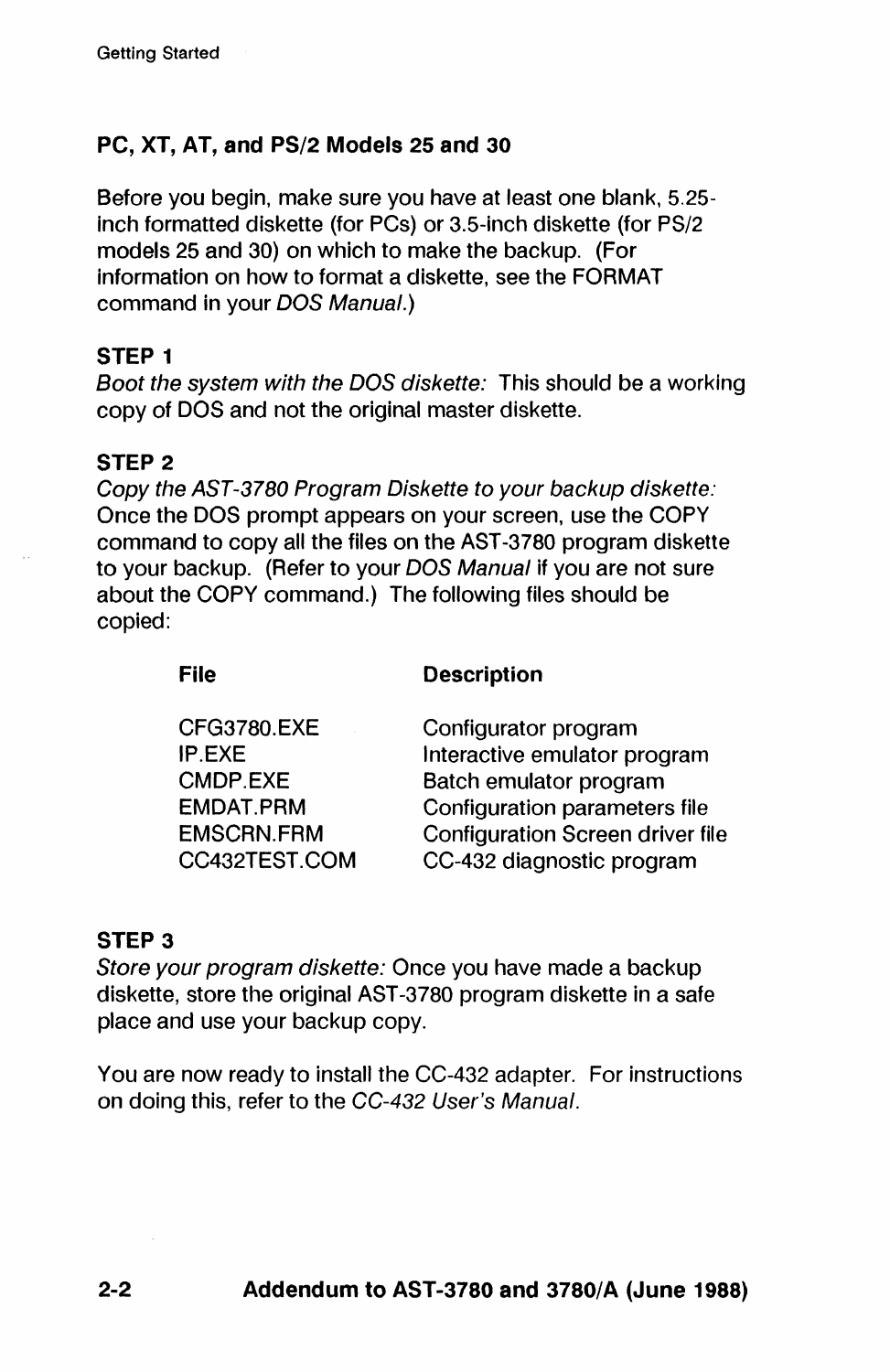### PC, XT, AT, and PS/2 Models 25 and 30

Before you begin, make sure you have at least one blank, 5.25-inch formatted diskette (for PCs) or 3.5-inch diskette (for PS/2 models 25 and 30) on which to make the backup. (For information on how to format a diskette, see the FORMAT command in your *DOS Manual*.)

**STEP 1**

*Boot the system with the DOS diskette:* This should be a working copy of DOS and not the original master diskette.

**STEP 2**

*Copy the AST-3780 Program Diskette to your backup diskette:* Once the DOS prompt appears on your screen, use the COPY command to copy all the files on the AST-3780 program diskette to your backup. (Refer to your *DOS Manual* if you are not sure about the COPY command.) The following files should be copied:

| File | Description |
|---|---|
| CFG3780.EXE | Configurator program |
| IP.EXE | Interactive emulator program |
| CMDP.EXE | Batch emulator program |
| EMDAT.PRM | Configuration parameters file |
| EMSCRN.FRM | Configuration Screen driver file |
| CC432TEST.COM | CC-432 diagnostic program |

**STEP 3**

*Store your program diskette:* Once you have made a backup diskette, store the original AST-3780 program diskette in a safe place and use your backup copy.

You are now ready to install the CC-432 adapter. For instructions on doing this, refer to the *CC-432 User's Manual*.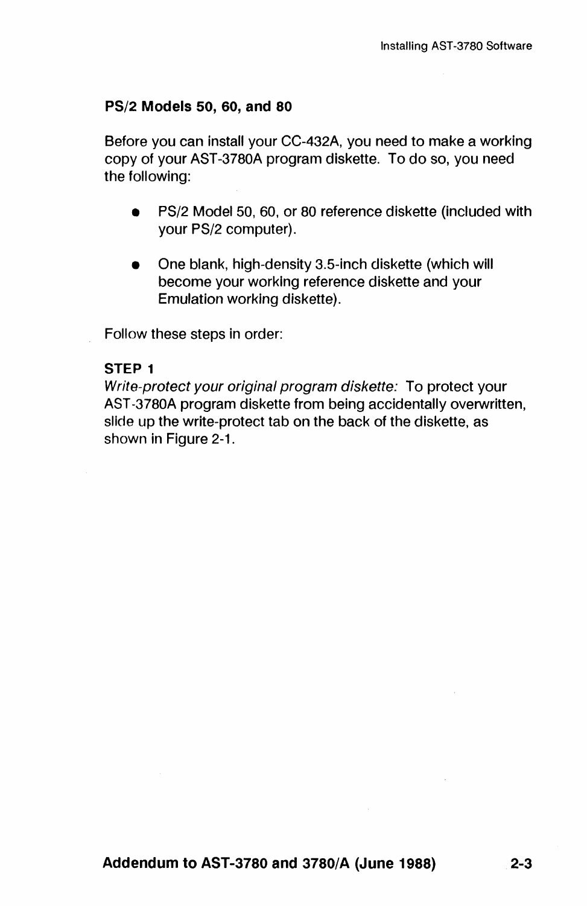### PS/2 Models 50, 60, and 80

Before you can install your CC-432A, you need to make a working copy of your AST-3780A program diskette. To do so, you need the following:

- PS/2 Model 50, 60, or 80 reference diskette (included with your PS/2 computer).
- One blank, high-density 3.5-inch diskette (which will become your working reference diskette and your Emulation working diskette).

Follow these steps in order:

**STEP 1**

*Write-protect your original program diskette:* To protect your AST-3780A program diskette from being accidentally overwritten, slide up the write-protect tab on the back of the diskette, as shown in Figure 2-1.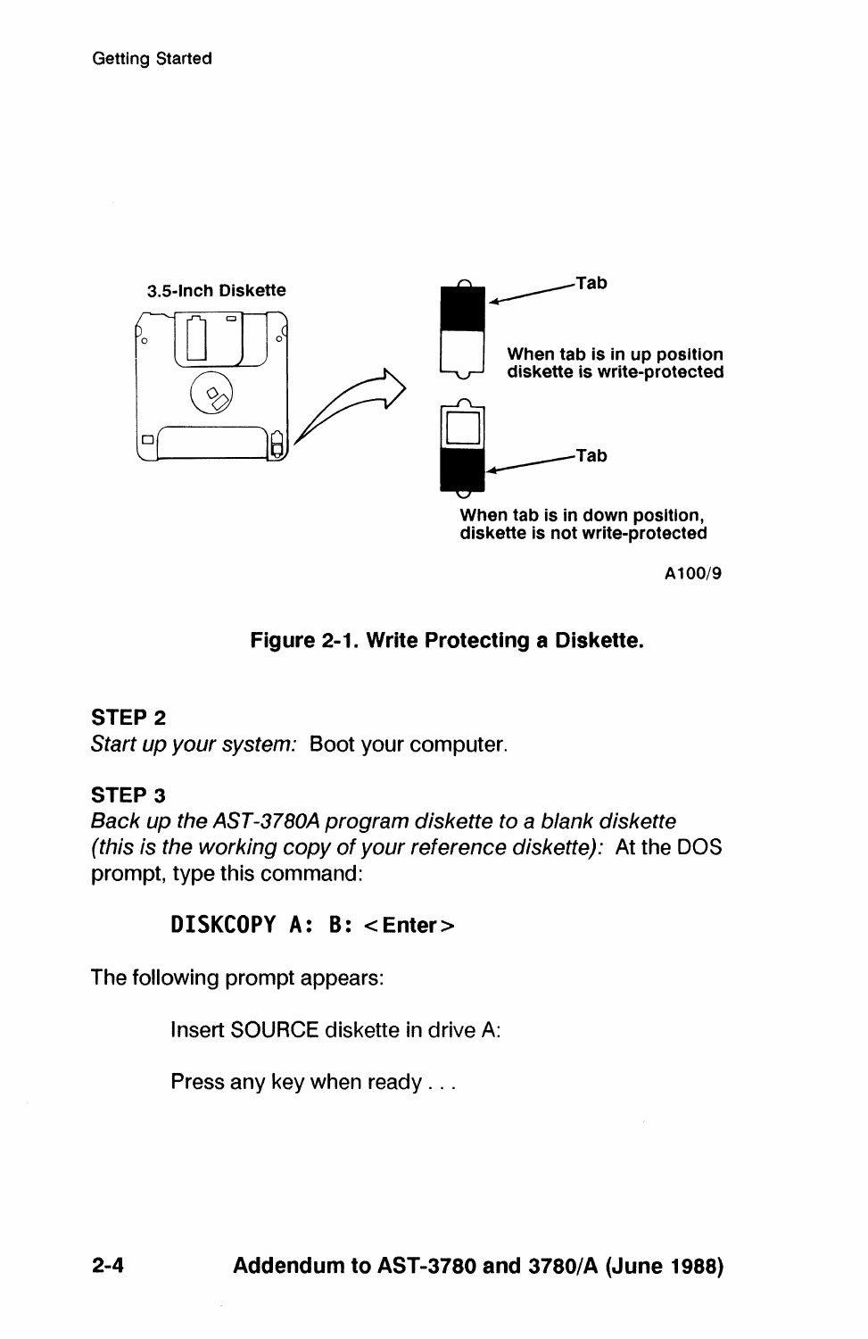3.5-Inch Diskette

Tab

When tab is in up position diskette is write-protected

Tab

When tab is in down position, diskette is not write-protected

A100/9

**Figure 2-1. Write Protecting a Diskette.**

**STEP 2**

*Start up your system:* Boot your computer.

**STEP 3**

*Back up the AST-3780A program diskette to a blank diskette (this is the working copy of your reference diskette):* At the DOS prompt, type this command:

**DISKCOPY A: B: <Enter>**

The following prompt appears:

Insert SOURCE diskette in drive A:

Press any key when ready . . .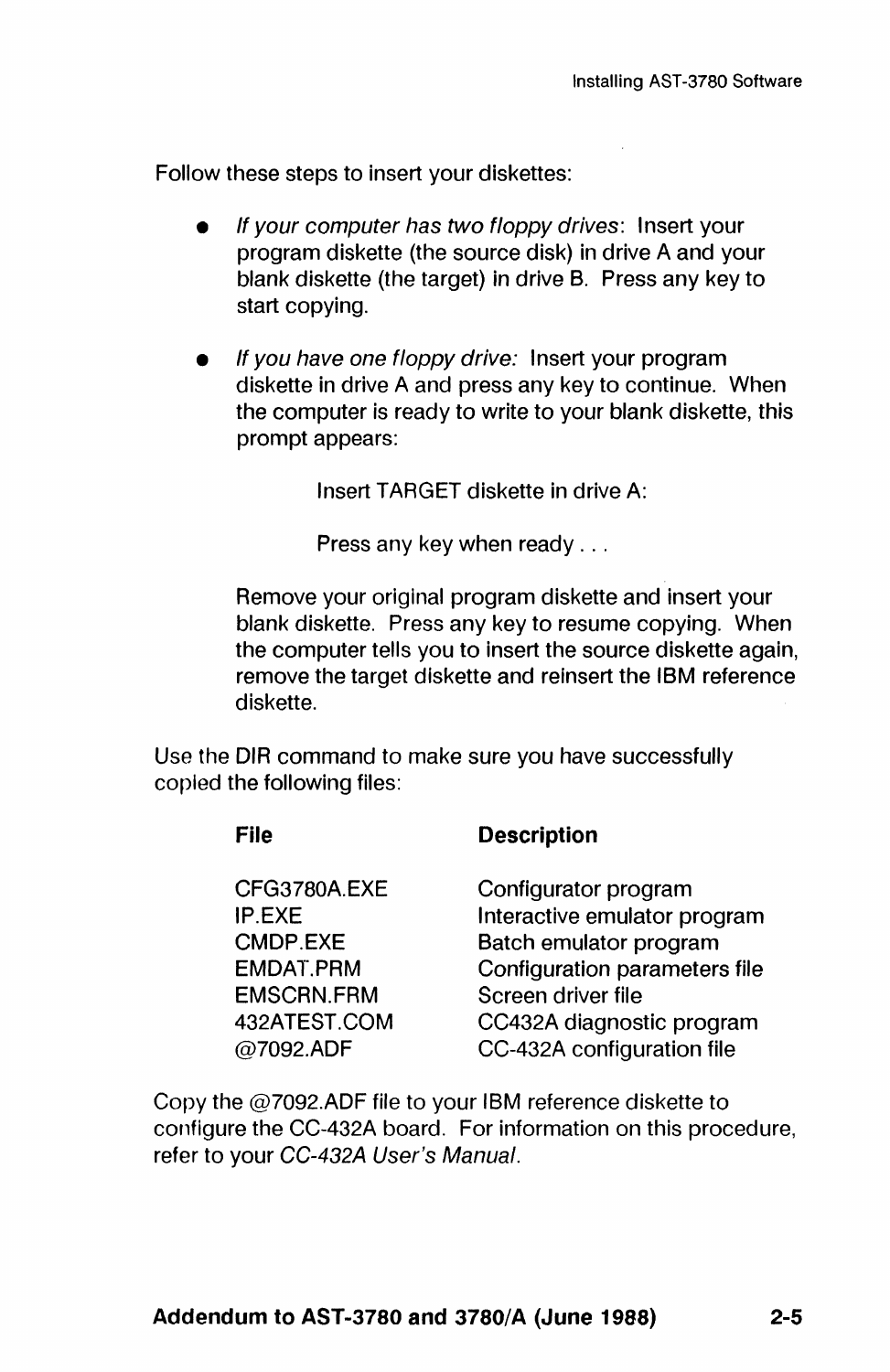Follow these steps to insert your diskettes:

- *If your computer has two floppy drives*: Insert your program diskette (the source disk) in drive A and your blank diskette (the target) in drive B. Press any key to start copying.
- *If you have one floppy drive:* Insert your program diskette in drive A and press any key to continue. When the computer is ready to write to your blank diskette, this prompt appears:

  ```
  Insert TARGET diskette in drive A:

  Press any key when ready . . .
  ```

  Remove your original program diskette and insert your blank diskette. Press any key to resume copying. When the computer tells you to insert the source diskette again, remove the target diskette and reinsert the IBM reference diskette.

Use the DIR command to make sure you have successfully copied the following files:

| File | Description |
|---|---|
| CFG3780A.EXE | Configurator program |
| IP.EXE | Interactive emulator program |
| CMDP.EXE | Batch emulator program |
| EMDAT.PRM | Configuration parameters file |
| EMSCRN.FRM | Screen driver file |
| 432ATEST.COM | CC432A diagnostic program |
| @7092.ADF | CC-432A configuration file |

Copy the @7092.ADF file to your IBM reference diskette to configure the CC-432A board. For information on this procedure, refer to your *CC-432A User's Manual*.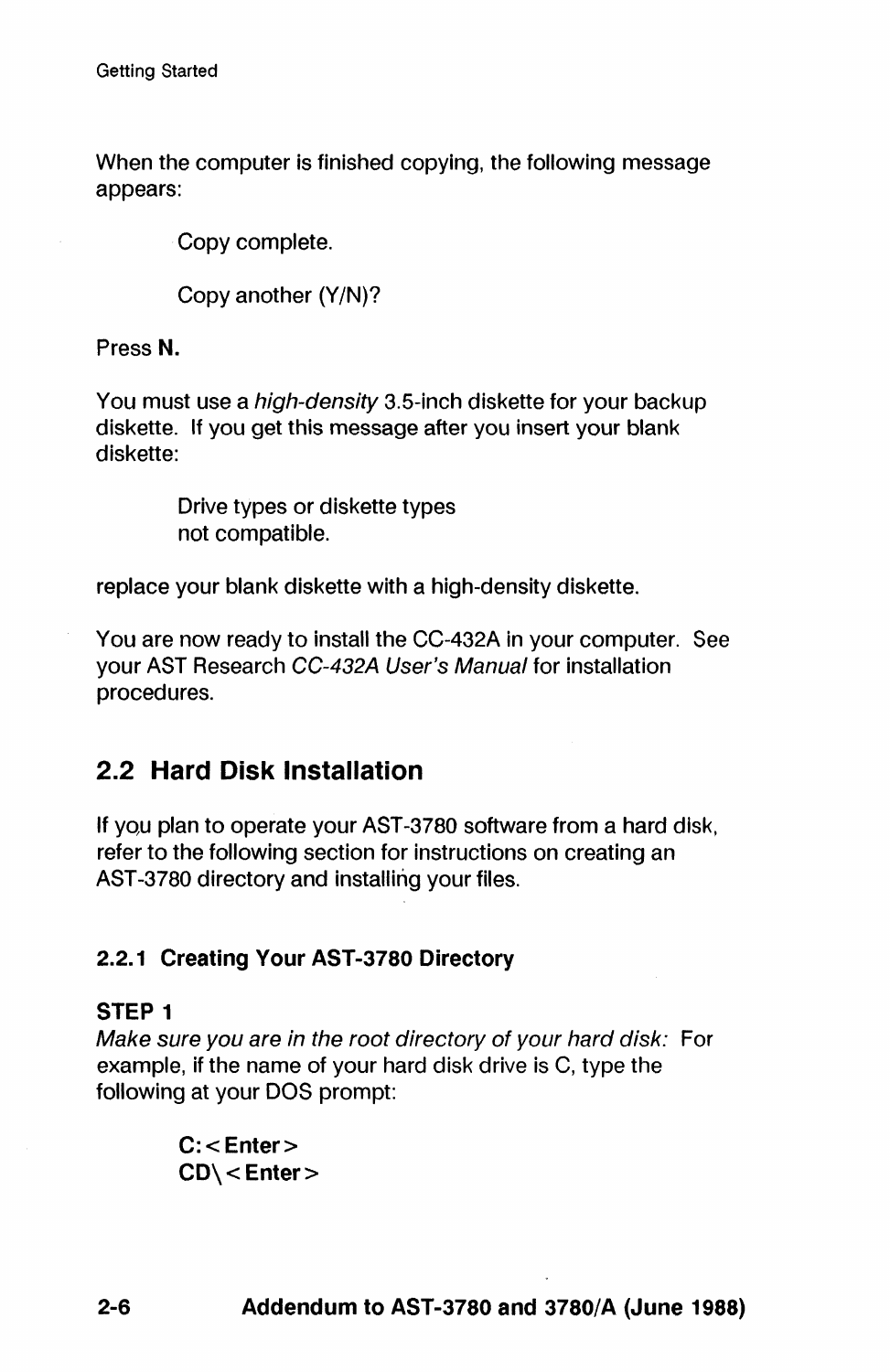When the computer is finished copying, the following message appears:

> Copy complete.
>
> Copy another (Y/N)?

Press **N.**

You must use a *high-density* 3.5-inch diskette for your backup diskette. If you get this message after you insert your blank diskette:

> Drive types or diskette types
> not compatible.

replace your blank diskette with a high-density diskette.

You are now ready to install the CC-432A in your computer. See your AST Research *CC-432A User's Manual* for installation procedures.

## 2.2 Hard Disk Installation

If you plan to operate your AST-3780 software from a hard disk, refer to the following section for instructions on creating an AST-3780 directory and installing your files.

### 2.2.1 Creating Your AST-3780 Directory

**STEP 1**

*Make sure you are in the root directory of your hard disk:* For example, if the name of your hard disk drive is C, type the following at your DOS prompt:

> **C:<Enter>**
> **CD\<Enter>**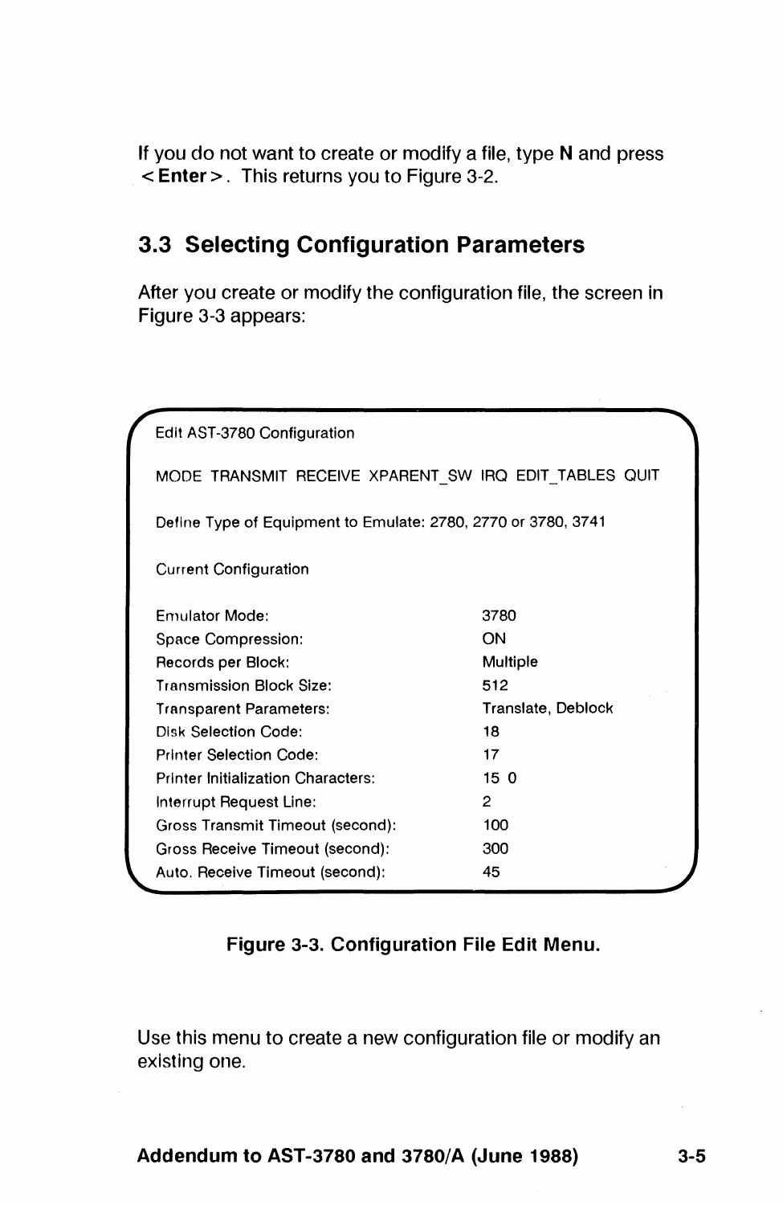If you do not want to create or modify a file, type **N** and press **<Enter>**. This returns you to Figure 3-2.

## 3.3 Selecting Configuration Parameters

After you create or modify the configuration file, the screen in Figure 3-3 appears:

```
Edit AST-3780 Configuration

MODE  TRANSMIT  RECEIVE  XPARENT_SW  IRQ  EDIT_TABLES  QUIT

Define Type of Equipment to Emulate: 2780, 2770 or 3780, 3741

Current Configuration

Emulator Mode:                          3780
Space Compression:                      ON
Records per Block:                      Multiple
Transmission Block Size:                512
Transparent Parameters:                 Translate, Deblock
Disk Selection Code:                    18
Printer Selection Code:                 17
Printer Initialization Characters:      15 0
Interrupt Request Line:                 2
Gross Transmit Timeout (second):        100
Gross Receive Timeout (second):         300
Auto. Receive Timeout (second):         45
```

**Figure 3-3. Configuration File Edit Menu.**

Use this menu to create a new configuration file or modify an existing one.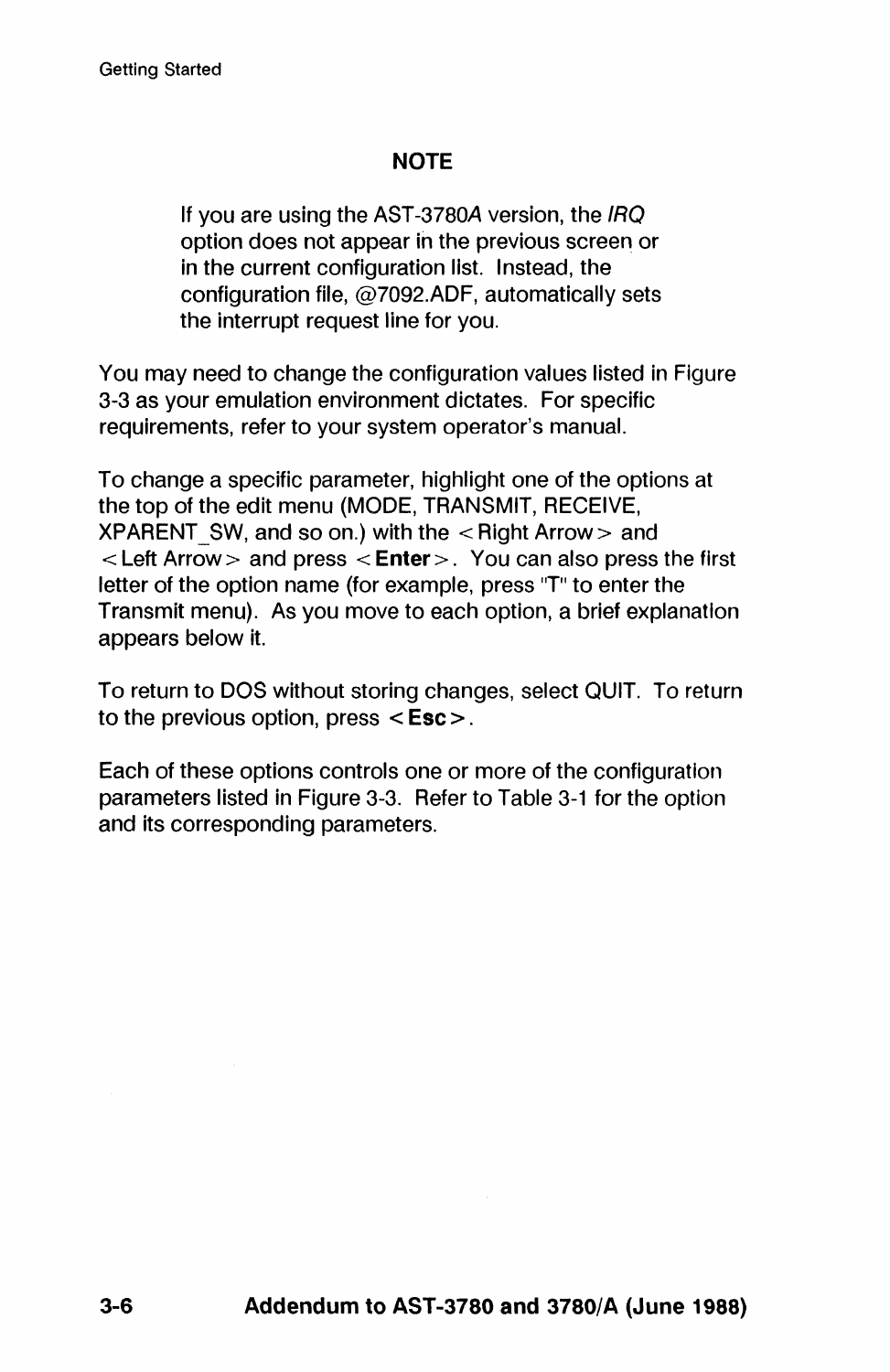**NOTE**

> If you are using the AST-3780*A* version, the *IRQ* option does not appear in the previous screen or in the current configuration list. Instead, the configuration file, @7092.ADF, automatically sets the interrupt request line for you.

You may need to change the configuration values listed in Figure 3-3 as your emulation environment dictates. For specific requirements, refer to your system operator's manual.

To change a specific parameter, highlight one of the options at the top of the edit menu (MODE, TRANSMIT, RECEIVE, XPARENT_SW, and so on.) with the < Right Arrow > and < Left Arrow > and press < **Enter** >. You can also press the first letter of the option name (for example, press "T" to enter the Transmit menu). As you move to each option, a brief explanation appears below it.

To return to DOS without storing changes, select QUIT. To return to the previous option, press < **Esc** >.

Each of these options controls one or more of the configuration parameters listed in Figure 3-3. Refer to Table 3-1 for the option and its corresponding parameters.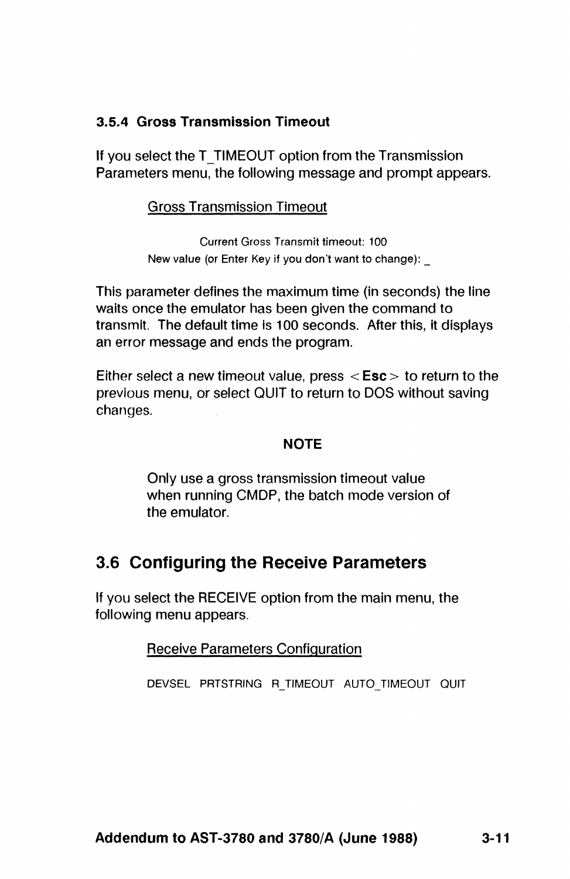### 3.5.4 Gross Transmission Timeout

If you select the T_TIMEOUT option from the Transmission Parameters menu, the following message and prompt appears.

Gross Transmission Timeout

```
Current Gross Transmit timeout: 100
New value (or Enter Key if you don't want to change): _
```

This parameter defines the maximum time (in seconds) the line waits once the emulator has been given the command to transmit. The default time is 100 seconds. After this, it displays an error message and ends the program.

Either select a new timeout value, press < **Esc** > to return to the previous menu, or select QUIT to return to DOS without saving changes.

**NOTE**

Only use a gross transmission timeout value when running CMDP, the batch mode version of the emulator.

## 3.6 Configuring the Receive Parameters

If you select the RECEIVE option from the main menu, the following menu appears.

Receive Parameters Configuration

```
DEVSEL  PRTSTRING  R_TIMEOUT  AUTO_TIMEOUT  QUIT
```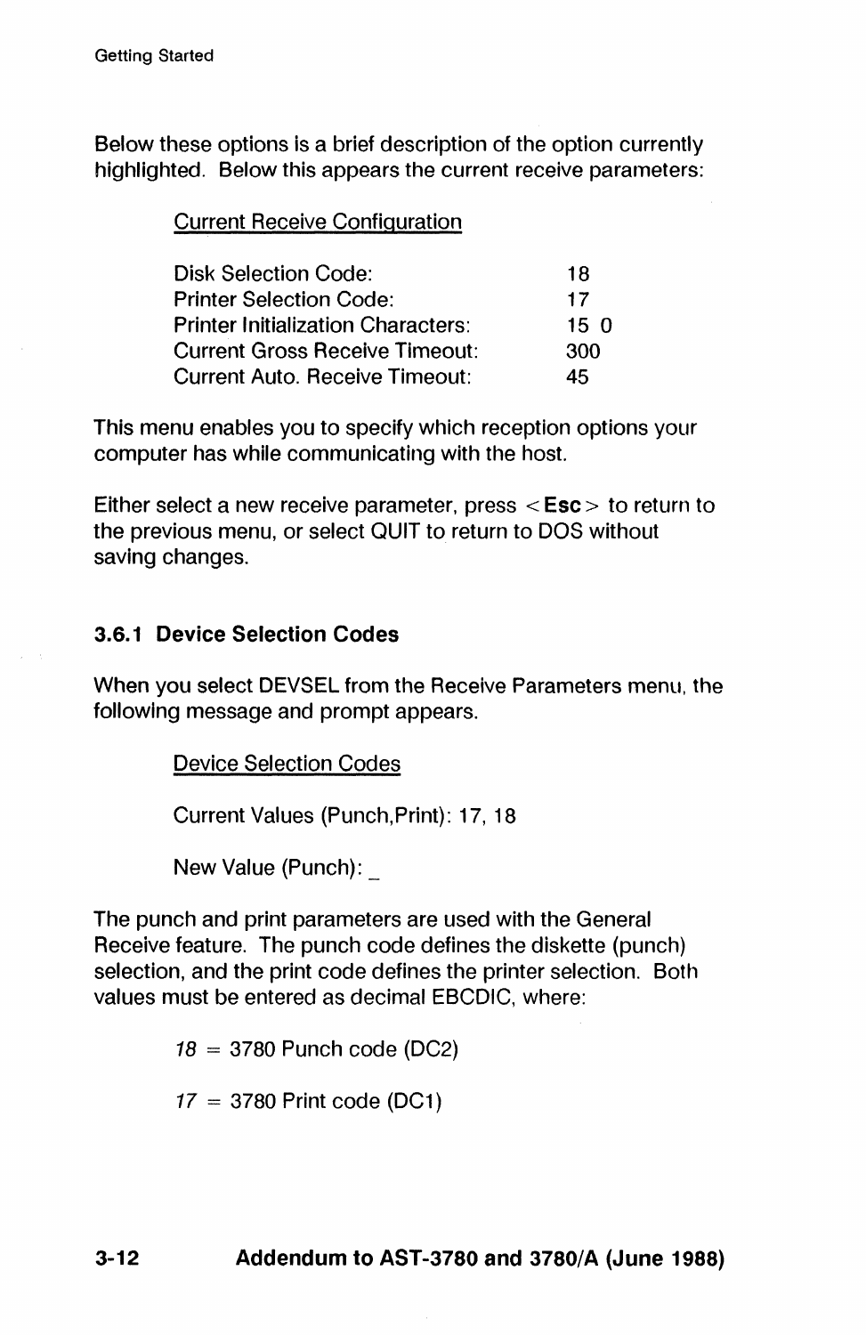Below these options is a brief description of the option currently highlighted. Below this appears the current receive parameters:

Current Receive Configuration

| | |
|---|---|
| Disk Selection Code: | 18 |
| Printer Selection Code: | 17 |
| Printer Initialization Characters: | 15 0 |
| Current Gross Receive Timeout: | 300 |
| Current Auto. Receive Timeout: | 45 |

This menu enables you to specify which reception options your computer has while communicating with the host.

Either select a new receive parameter, press <**Esc**> to return to the previous menu, or select QUIT to return to DOS without saving changes.

### 3.6.1 Device Selection Codes

When you select DEVSEL from the Receive Parameters menu, the following message and prompt appears.

Device Selection Codes

Current Values (Punch,Print): 17, 18

New Value (Punch): _

The punch and print parameters are used with the General Receive feature. The punch code defines the diskette (punch) selection, and the print code defines the printer selection. Both values must be entered as decimal EBCDIC, where:

*18* = 3780 Punch code (DC2)

*17* = 3780 Print code (DC1)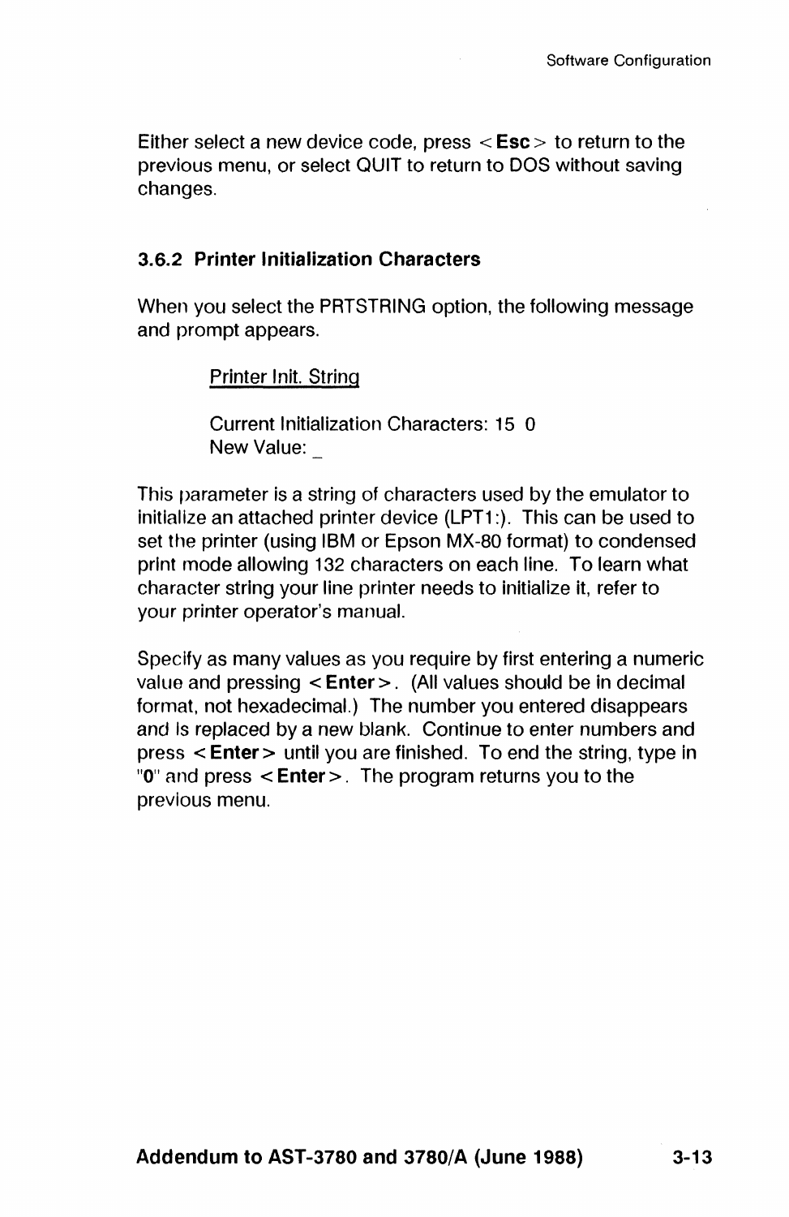Either select a new device code, press <**Esc**> to return to the previous menu, or select QUIT to return to DOS without saving changes.

### 3.6.2 Printer Initialization Characters

When you select the PRTSTRING option, the following message and prompt appears.

> <u>Printer Init. String</u>
>
> Current Initialization Characters: 15 0
> New Value: _

This parameter is a string of characters used by the emulator to initialize an attached printer device (LPT1:). This can be used to set the printer (using IBM or Epson MX-80 format) to condensed print mode allowing 132 characters on each line. To learn what character string your line printer needs to initialize it, refer to your printer operator's manual.

Specify as many values as you require by first entering a numeric value and pressing <**Enter**>. (All values should be in decimal format, not hexadecimal.) The number you entered disappears and is replaced by a new blank. Continue to enter numbers and press <**Enter**> until you are finished. To end the string, type in "**0**" and press <**Enter**>. The program returns you to the previous menu.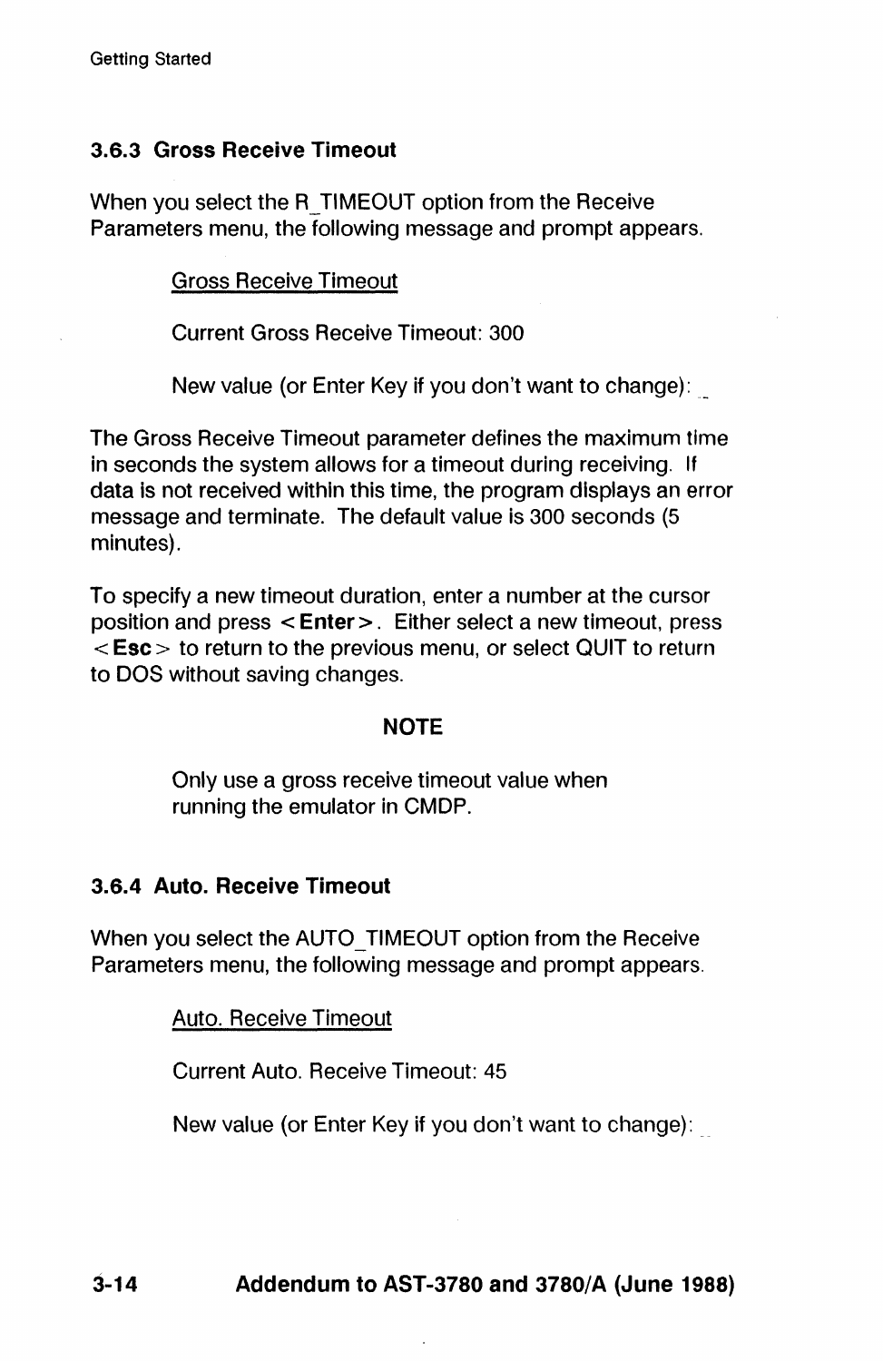### 3.6.3 Gross Receive Timeout

When you select the R_TIMEOUT option from the Receive Parameters menu, the following message and prompt appears.

> <u>Gross Receive Timeout</u>
>
> Current Gross Receive Timeout: 300
>
> New value (or Enter Key if you don't want to change): _

The Gross Receive Timeout parameter defines the maximum time in seconds the system allows for a timeout during receiving. If data is not received within this time, the program displays an error message and terminate. The default value is 300 seconds (5 minutes).

To specify a new timeout duration, enter a number at the cursor position and press < **Enter** >. Either select a new timeout, press < **Esc** > to return to the previous menu, or select QUIT to return to DOS without saving changes.

**NOTE**

> Only use a gross receive timeout value when running the emulator in CMDP.

### 3.6.4 Auto. Receive Timeout

When you select the AUTO_TIMEOUT option from the Receive Parameters menu, the following message and prompt appears.

> <u>Auto. Receive Timeout</u>
>
> Current Auto. Receive Timeout: 45
>
> New value (or Enter Key if you don't want to change): _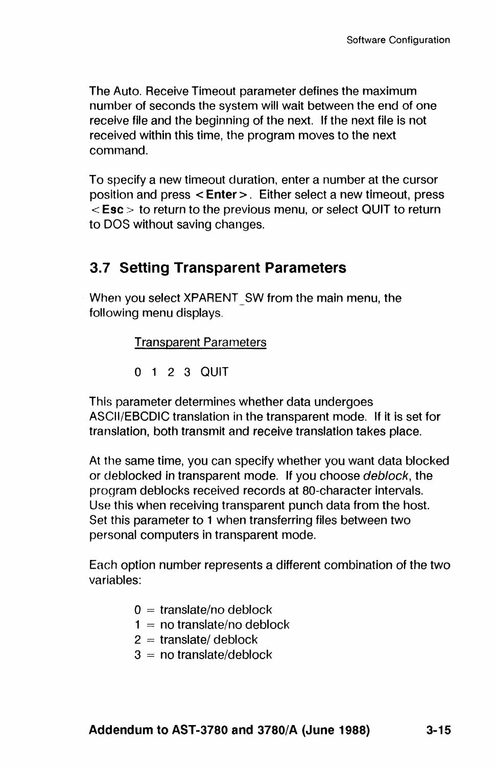The Auto. Receive Timeout parameter defines the maximum number of seconds the system will wait between the end of one receive file and the beginning of the next. If the next file is not received within this time, the program moves to the next command.

To specify a new timeout duration, enter a number at the cursor position and press < **Enter** >. Either select a new timeout, press < **Esc** > to return to the previous menu, or select QUIT to return to DOS without saving changes.

## 3.7 Setting Transparent Parameters

When you select XPARENT_SW from the main menu, the following menu displays.

Transparent Parameters

0 1 2 3 QUIT

This parameter determines whether data undergoes ASCII/EBCDIC translation in the transparent mode. If it is set for translation, both transmit and receive translation takes place.

At the same time, you can specify whether you want data blocked or deblocked in transparent mode. If you choose *deblock*, the program deblocks received records at 80-character intervals. Use this when receiving transparent punch data from the host. Set this parameter to 1 when transferring files between two personal computers in transparent mode.

Each option number represents a different combination of the two variables:

0 = translate/no deblock
1 = no translate/no deblock
2 = translate/ deblock
3 = no translate/deblock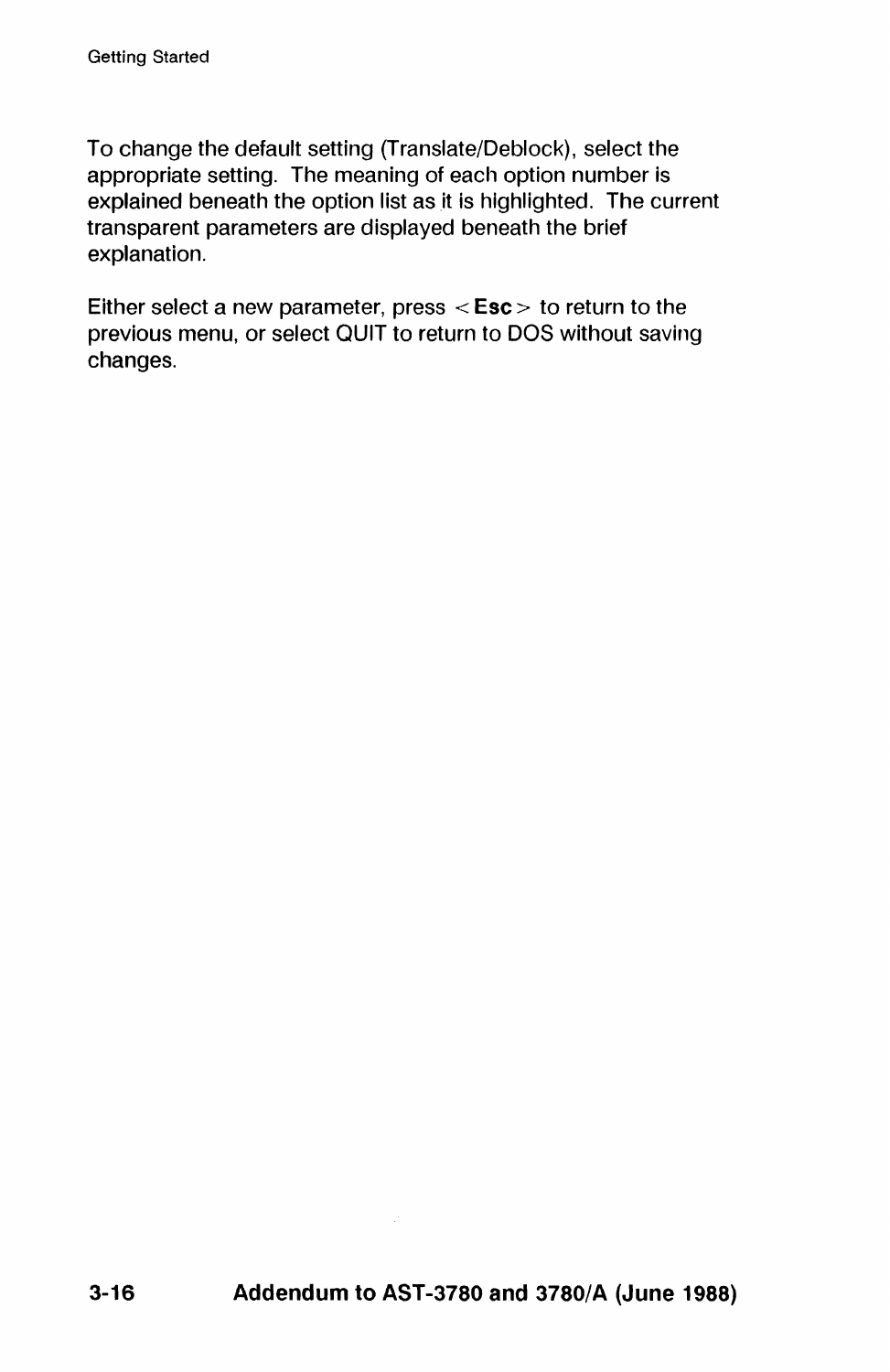To change the default setting (Translate/Deblock), select the appropriate setting. The meaning of each option number is explained beneath the option list as it is highlighted. The current transparent parameters are displayed beneath the brief explanation.

Either select a new parameter, press < **Esc** > to return to the previous menu, or select QUIT to return to DOS without saving changes.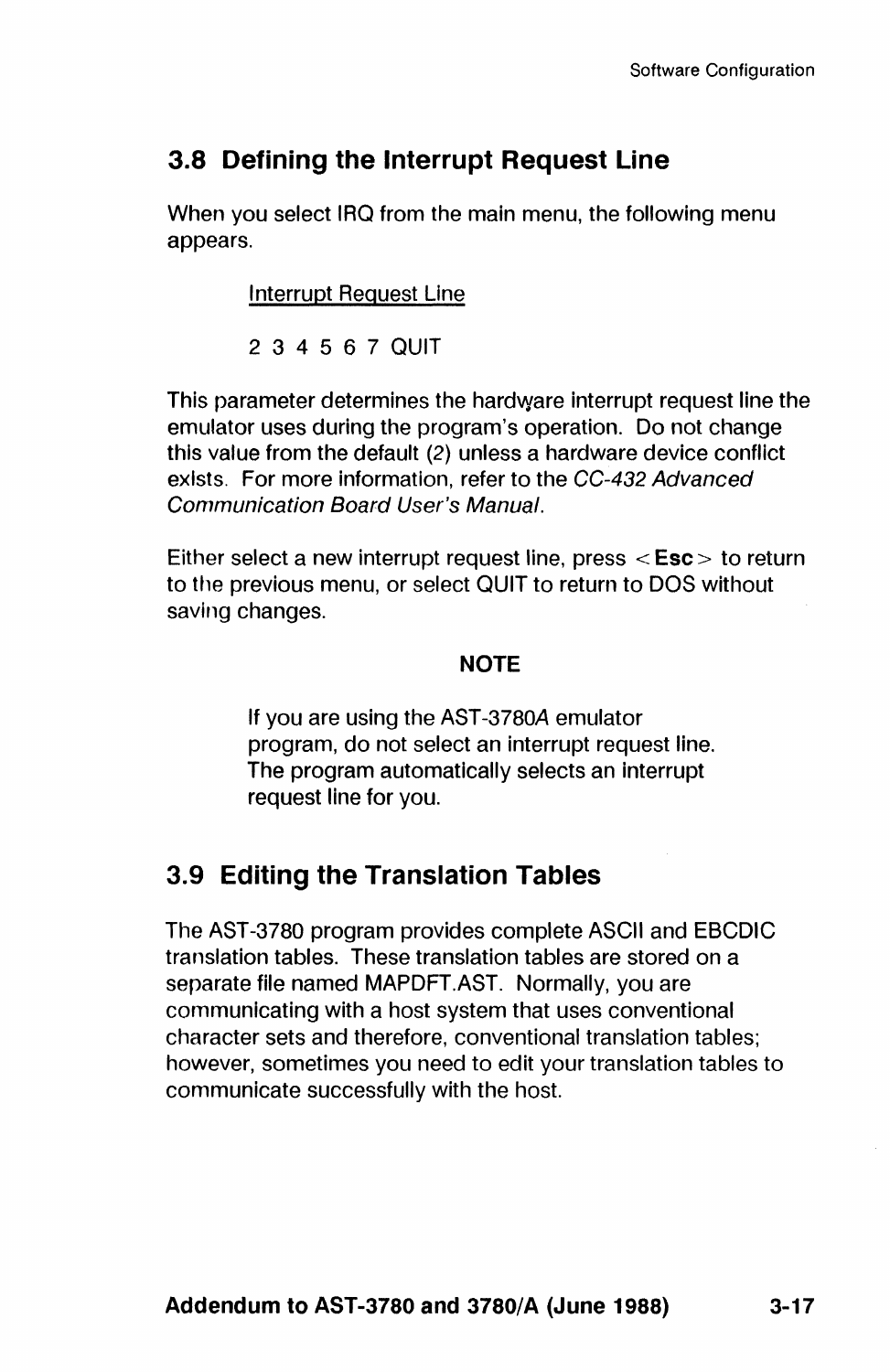## 3.8 Defining the Interrupt Request Line

When you select IRQ from the main menu, the following menu appears.

> <u>Interrupt Request Line</u>
>
> 2 3 4 5 6 7 QUIT

This parameter determines the hardware interrupt request line the emulator uses during the program's operation. Do not change this value from the default (2) unless a hardware device conflict exists. For more information, refer to the *CC-432 Advanced Communication Board User's Manual.*

Either select a new interrupt request line, press <**Esc**> to return to the previous menu, or select QUIT to return to DOS without saving changes.

**NOTE**

> If you are using the AST-3780A emulator program, do not select an interrupt request line. The program automatically selects an interrupt request line for you.

## 3.9 Editing the Translation Tables

The AST-3780 program provides complete ASCII and EBCDIC translation tables. These translation tables are stored on a separate file named MAPDFT.AST. Normally, you are communicating with a host system that uses conventional character sets and therefore, conventional translation tables; however, sometimes you need to edit your translation tables to communicate successfully with the host.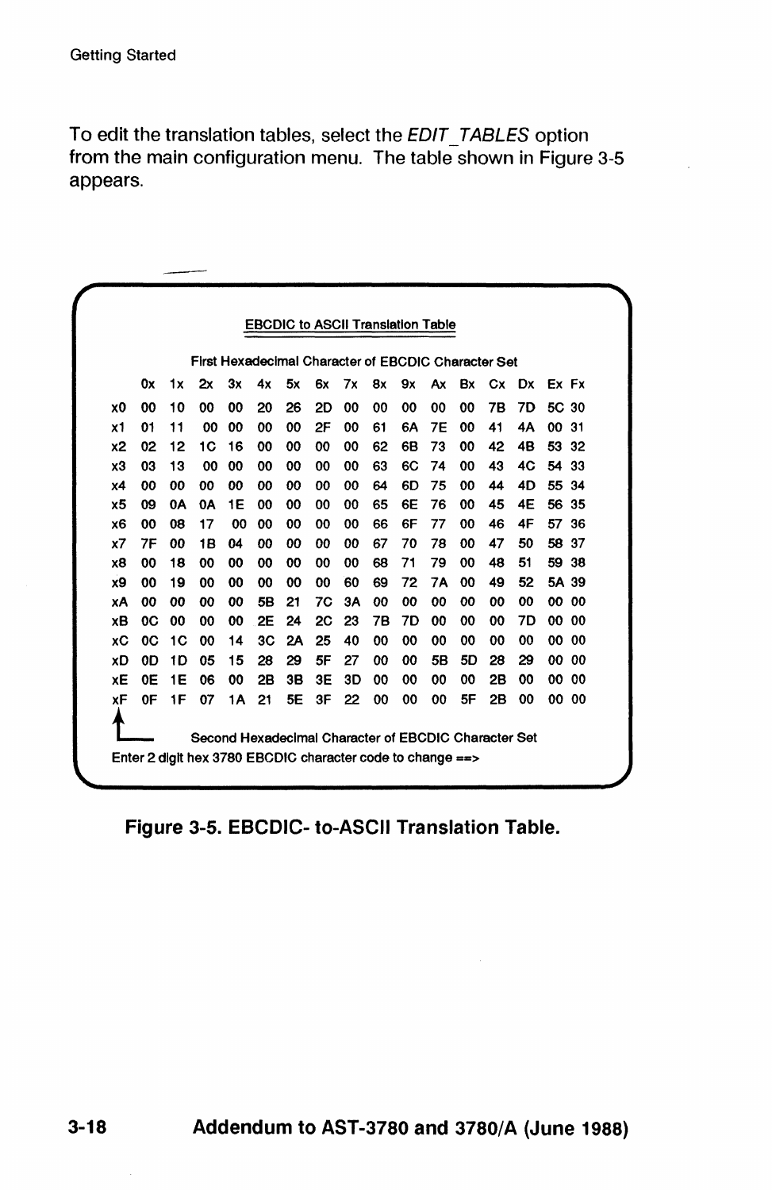To edit the translation tables, select the *EDIT_TABLES* option from the main configuration menu. The table shown in Figure 3-5 appears.

**EBCDIC to ASCII Translation Table**

First Hexadecimal Character of EBCDIC Character Set

| | 0x | 1x | 2x | 3x | 4x | 5x | 6x | 7x | 8x | 9x | Ax | Bx | Cx | Dx | Ex | Fx |
|---|---|---|---|---|---|---|---|---|---|---|---|---|---|---|---|---|
| x0 | 00 | 10 | 00 | 00 | 20 | 26 | 2D | 00 | 00 | 00 | 00 | 00 | 7B | 7D | 5C | 30 |
| x1 | 01 | 11 | 00 | 00 | 00 | 00 | 2F | 00 | 61 | 6A | 7E | 00 | 41 | 4A | 00 | 31 |
| x2 | 02 | 12 | 1C | 16 | 00 | 00 | 00 | 00 | 62 | 6B | 73 | 00 | 42 | 4B | 53 | 32 |
| x3 | 03 | 13 | 00 | 00 | 00 | 00 | 00 | 00 | 63 | 6C | 74 | 00 | 43 | 4C | 54 | 33 |
| x4 | 00 | 00 | 00 | 00 | 00 | 00 | 00 | 00 | 64 | 6D | 75 | 00 | 44 | 4D | 55 | 34 |
| x5 | 09 | 0A | 0A | 1E | 00 | 00 | 00 | 00 | 65 | 6E | 76 | 00 | 45 | 4E | 56 | 35 |
| x6 | 00 | 08 | 17 | 00 | 00 | 00 | 00 | 00 | 66 | 6F | 77 | 00 | 46 | 4F | 57 | 36 |
| x7 | 7F | 00 | 1B | 04 | 00 | 00 | 00 | 00 | 67 | 70 | 78 | 00 | 47 | 50 | 58 | 37 |
| x8 | 00 | 18 | 00 | 00 | 00 | 00 | 00 | 00 | 68 | 71 | 79 | 00 | 48 | 51 | 59 | 38 |
| x9 | 00 | 19 | 00 | 00 | 00 | 00 | 00 | 60 | 69 | 72 | 7A | 00 | 49 | 52 | 5A | 39 |
| xA | 00 | 00 | 00 | 00 | 5B | 21 | 7C | 3A | 00 | 00 | 00 | 00 | 00 | 00 | 00 | 00 |
| xB | 0C | 00 | 00 | 00 | 2E | 24 | 2C | 23 | 7B | 7D | 00 | 00 | 00 | 7D | 00 | 00 |
| xC | 0C | 1C | 00 | 14 | 3C | 2A | 25 | 40 | 00 | 00 | 00 | 00 | 00 | 00 | 00 | 00 |
| xD | 0D | 1D | 05 | 15 | 28 | 29 | 5F | 27 | 00 | 00 | 5B | 5D | 28 | 29 | 00 | 00 |
| xE | 0E | 1E | 06 | 00 | 2B | 3B | 3E | 3D | 00 | 00 | 00 | 00 | 2B | 00 | 00 | 00 |
| xF | 0F | 1F | 07 | 1A | 21 | 5E | 3F | 22 | 00 | 00 | 00 | 5F | 2B | 00 | 00 | 00 |

Second Hexadecimal Character of EBCDIC Character Set

Enter 2 digit hex 3780 EBCDIC character code to change ==>

**Figure 3-5. EBCDIC- to-ASCII Translation Table.**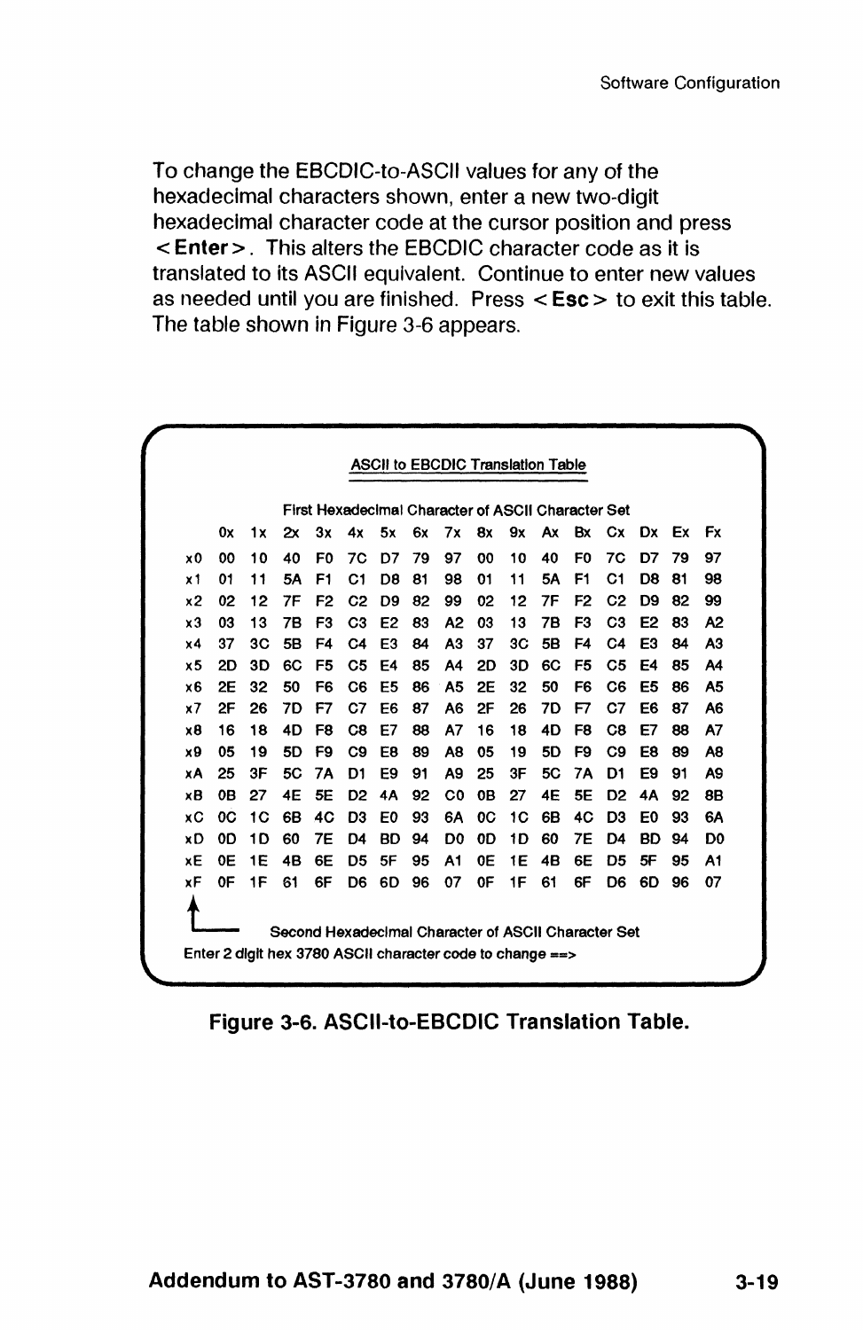To change the EBCDIC-to-ASCII values for any of the hexadecimal characters shown, enter a new two-digit hexadecimal character code at the cursor position and press **<Enter>**. This alters the EBCDIC character code as it is translated to its ASCII equivalent. Continue to enter new values as needed until you are finished. Press **<Esc>** to exit this table. The table shown in Figure 3-6 appears.

ASCII to EBCDIC Translation Table

First Hexadecimal Character of ASCII Character Set

| | 0x | 1x | 2x | 3x | 4x | 5x | 6x | 7x | 8x | 9x | Ax | Bx | Cx | Dx | Ex | Fx |
|---|---|---|---|---|---|---|---|---|---|---|---|---|---|---|---|---|
| x0 | 00 | 10 | 40 | F0 | 7C | D7 | 79 | 97 | 00 | 10 | 40 | F0 | 7C | D7 | 79 | 97 |
| x1 | 01 | 11 | 5A | F1 | C1 | D8 | 81 | 98 | 01 | 11 | 5A | F1 | C1 | D8 | 81 | 98 |
| x2 | 02 | 12 | 7F | F2 | C2 | D9 | 82 | 99 | 02 | 12 | 7F | F2 | C2 | D9 | 82 | 99 |
| x3 | 03 | 13 | 7B | F3 | C3 | E2 | 83 | A2 | 03 | 13 | 7B | F3 | C3 | E2 | 83 | A2 |
| x4 | 37 | 3C | 5B | F4 | C4 | E3 | 84 | A3 | 37 | 3C | 5B | F4 | C4 | E3 | 84 | A3 |
| x5 | 2D | 3D | 6C | F5 | C5 | E4 | 85 | A4 | 2D | 3D | 6C | F5 | C5 | E4 | 85 | A4 |
| x6 | 2E | 32 | 50 | F6 | C6 | E5 | 86 | A5 | 2E | 32 | 50 | F6 | C6 | E5 | 86 | A5 |
| x7 | 2F | 26 | 7D | F7 | C7 | E6 | 87 | A6 | 2F | 26 | 7D | F7 | C7 | E6 | 87 | A6 |
| x8 | 16 | 18 | 4D | F8 | C8 | E7 | 88 | A7 | 16 | 18 | 4D | F8 | C8 | E7 | 88 | A7 |
| x9 | 05 | 19 | 5D | F9 | C9 | E8 | 89 | A8 | 05 | 19 | 5D | F9 | C9 | E8 | 89 | A8 |
| xA | 25 | 3F | 5C | 7A | D1 | E9 | 91 | A9 | 25 | 3F | 5C | 7A | D1 | E9 | 91 | A9 |
| xB | 0B | 27 | 4E | 5E | D2 | 4A | 92 | C0 | 0B | 27 | 4E | 5E | D2 | 4A | 92 | 8B |
| xC | 0C | 1C | 6B | 4C | D3 | E0 | 93 | 6A | 0C | 1C | 6B | 4C | D3 | E0 | 93 | 6A |
| xD | 0D | 1D | 60 | 7E | D4 | BD | 94 | D0 | 0D | 1D | 60 | 7E | D4 | BD | 94 | D0 |
| xE | 0E | 1E | 4B | 6E | D5 | 5F | 95 | A1 | 0E | 1E | 4B | 6E | D5 | 5F | 95 | A1 |
| xF | 0F | 1F | 61 | 6F | D6 | 6D | 96 | 07 | 0F | 1F | 61 | 6F | D6 | 6D | 96 | 07 |

Second Hexadecimal Character of ASCII Character Set

Enter 2 digit hex 3780 ASCII character code to change ==>

**Figure 3-6. ASCII-to-EBCDIC Translation Table.**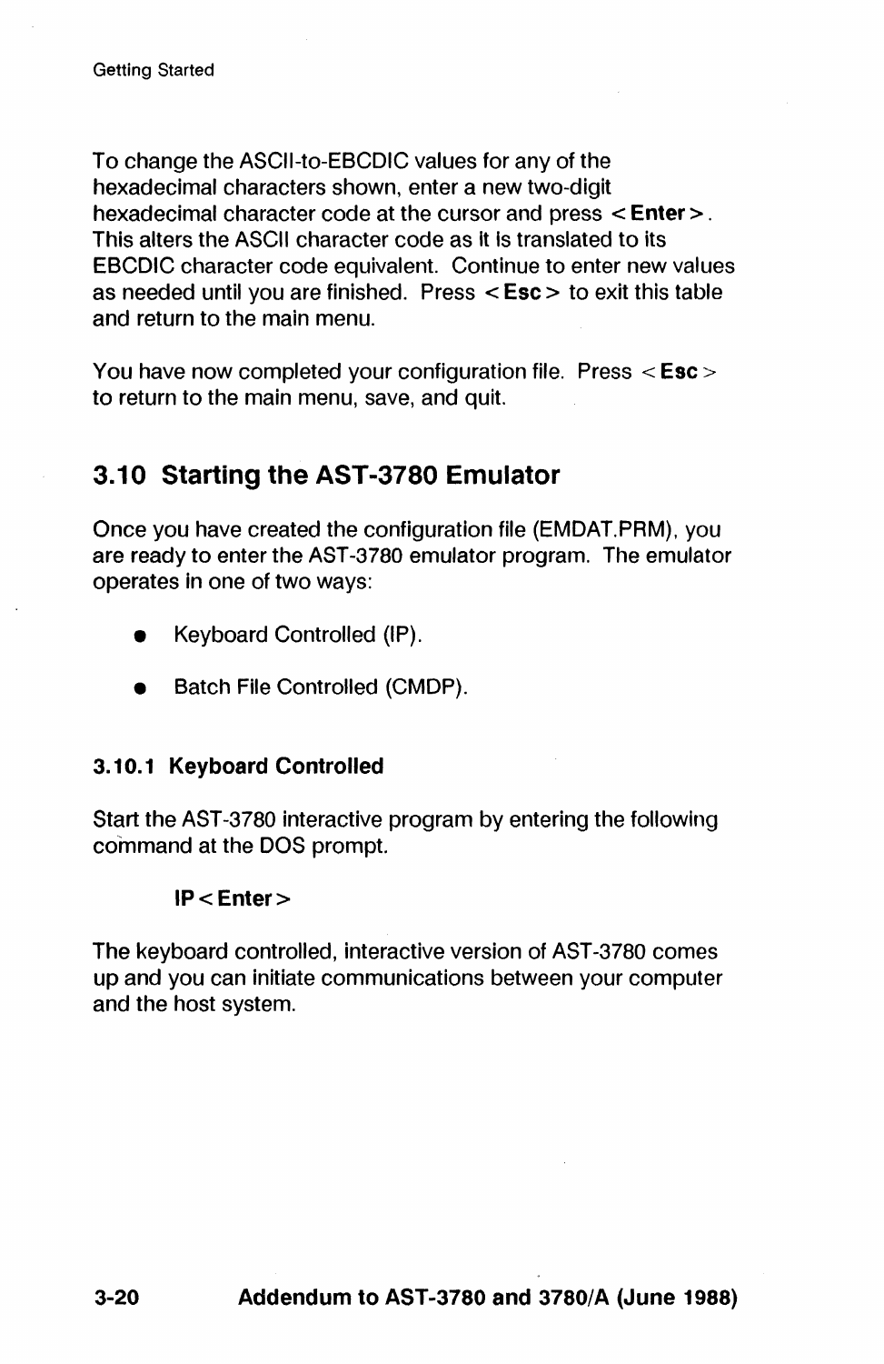To change the ASCII-to-EBCDIC values for any of the hexadecimal characters shown, enter a new two-digit hexadecimal character code at the cursor and press < **Enter** >. This alters the ASCII character code as it is translated to its EBCDIC character code equivalent. Continue to enter new values as needed until you are finished. Press < **Esc** > to exit this table and return to the main menu.

You have now completed your configuration file. Press < **Esc** > to return to the main menu, save, and quit.

## 3.10 Starting the AST-3780 Emulator

Once you have created the configuration file (EMDAT.PRM), you are ready to enter the AST-3780 emulator program. The emulator operates in one of two ways:

- Keyboard Controlled (IP).
- Batch File Controlled (CMDP).

### 3.10.1 Keyboard Controlled

Start the AST-3780 interactive program by entering the following command at the DOS prompt.

**IP < Enter >**

The keyboard controlled, interactive version of AST-3780 comes up and you can initiate communications between your computer and the host system.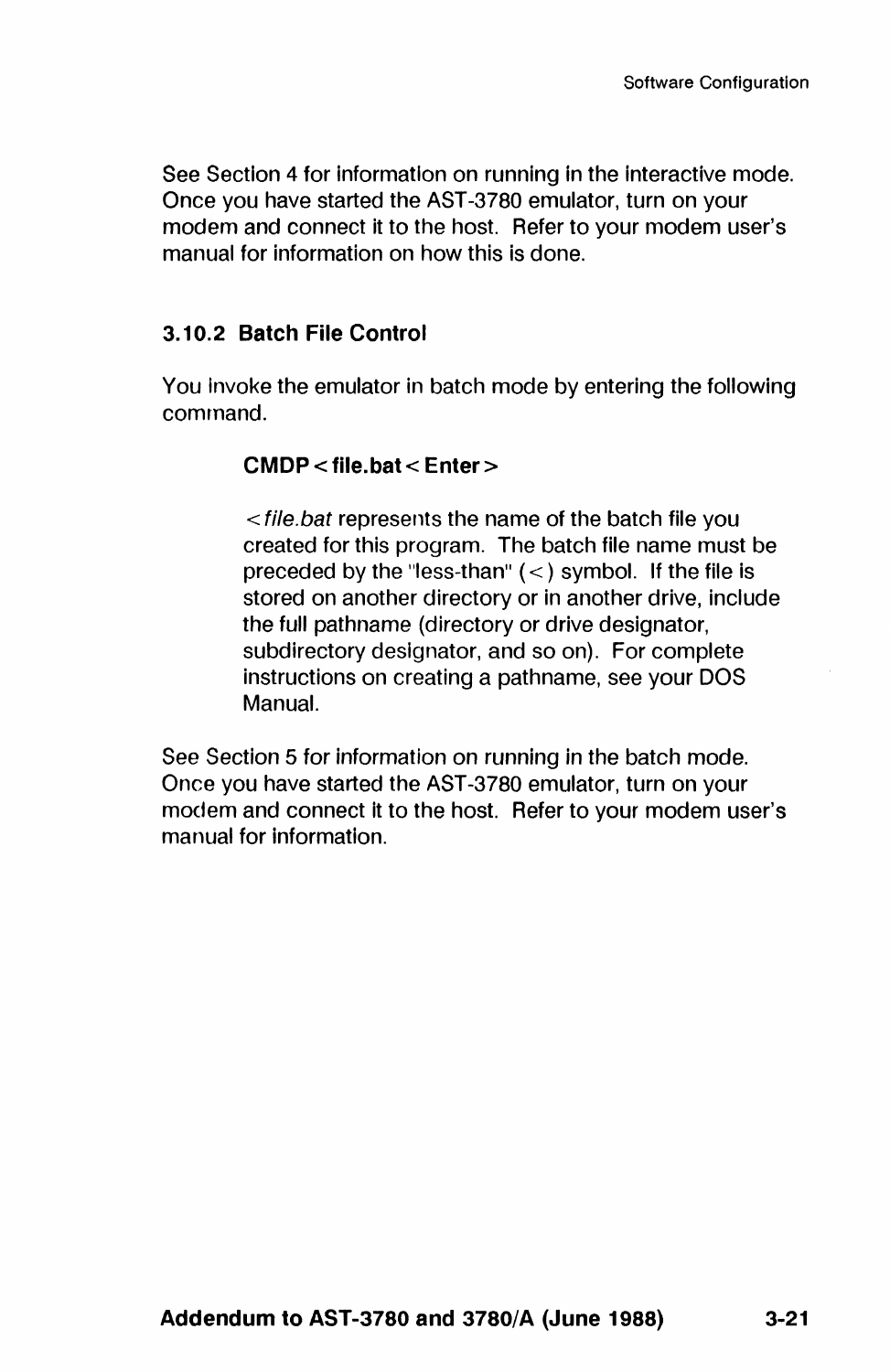See Section 4 for information on running in the interactive mode. Once you have started the AST-3780 emulator, turn on your modem and connect it to the host. Refer to your modem user's manual for information on how this is done.

### 3.10.2 Batch File Control

You invoke the emulator in batch mode by entering the following command.

> **CMDP < file.bat < Enter >**
>
> *< file.bat* represents the name of the batch file you created for this program. The batch file name must be preceded by the "less-than" (< ) symbol. If the file is stored on another directory or in another drive, include the full pathname (directory or drive designator, subdirectory designator, and so on). For complete instructions on creating a pathname, see your DOS Manual.

See Section 5 for information on running in the batch mode. Once you have started the AST-3780 emulator, turn on your modem and connect it to the host. Refer to your modem user's manual for information.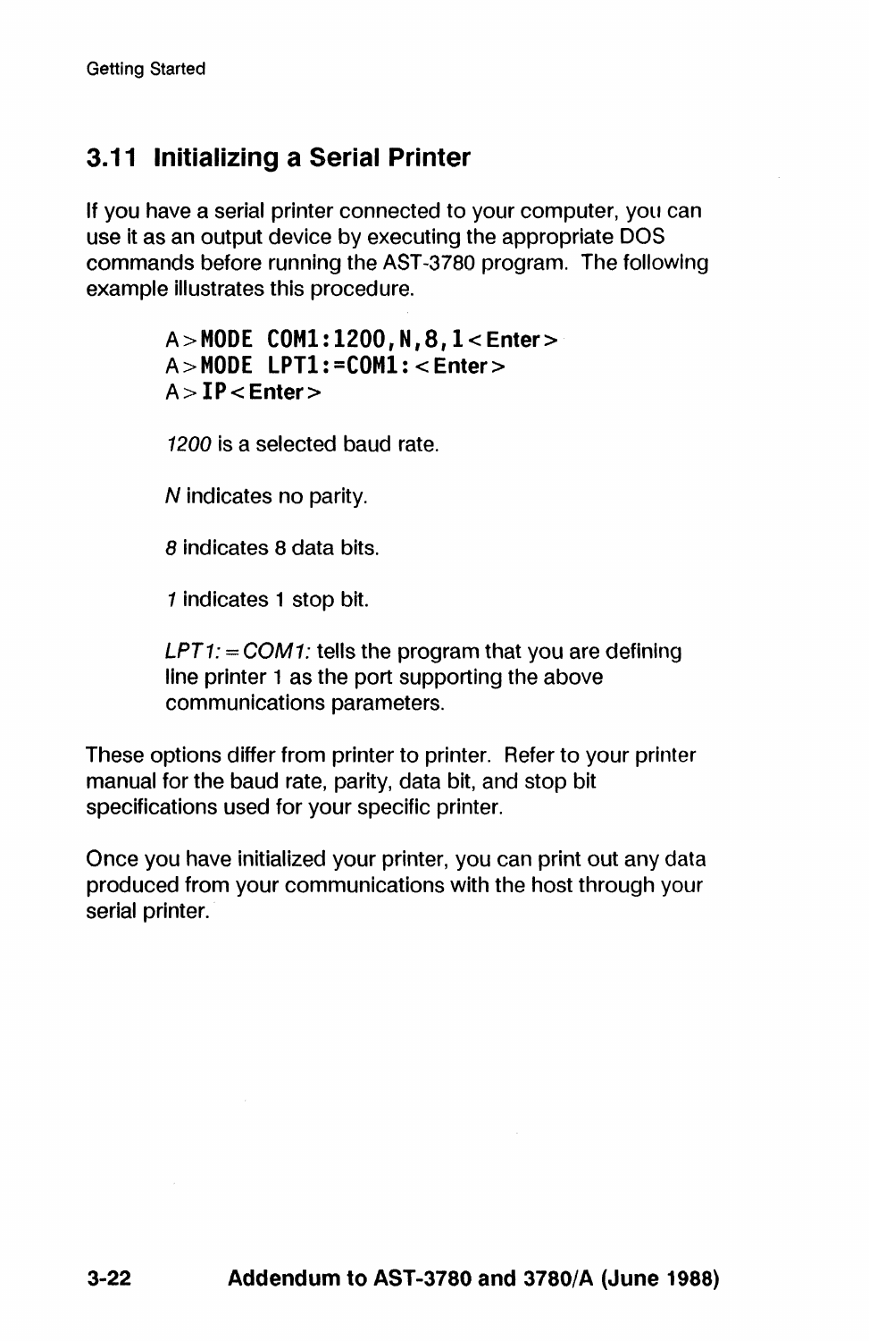## 3.11 Initializing a Serial Printer

If you have a serial printer connected to your computer, you can use it as an output device by executing the appropriate DOS commands before running the AST-3780 program. The following example illustrates this procedure.

> A>**MODE COM1:1200,N,8,1**<**Enter**>
> A>**MODE LPT1:=COM1:**<**Enter**>
> A>**IP**<**Enter**>

> *1200* is a selected baud rate.
>
> *N* indicates no parity.
>
> *8* indicates 8 data bits.
>
> *1* indicates 1 stop bit.
>
> *LPT1:=COM1:* tells the program that you are defining line printer 1 as the port supporting the above communications parameters.

These options differ from printer to printer. Refer to your printer manual for the baud rate, parity, data bit, and stop bit specifications used for your specific printer.

Once you have initialized your printer, you can print out any data produced from your communications with the host through your serial printer.